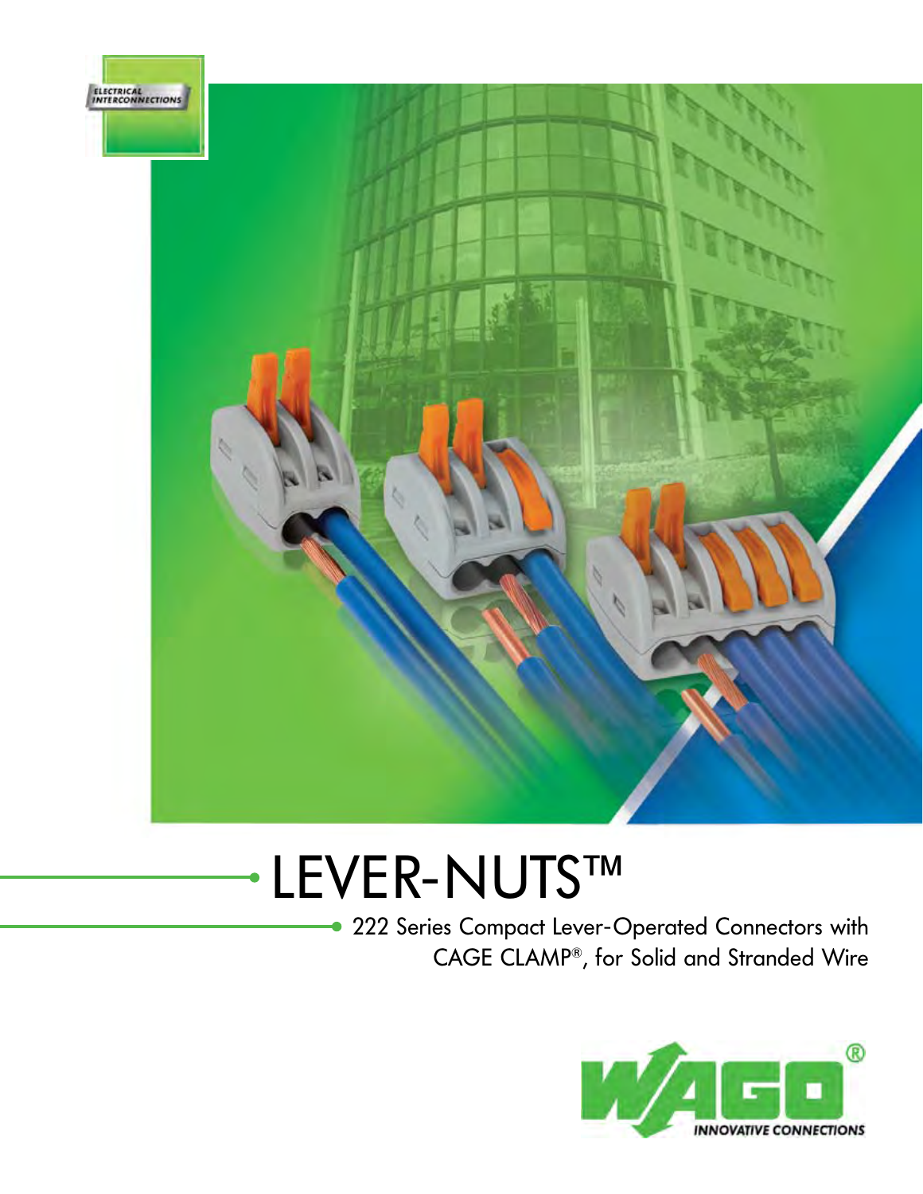ELECTRICAL INTERCONNECTIONS

# LEVER-NUTS™

222 Series Compact Lever-Operated Connectors with CAGE CLAMP®, for Solid and Stranded Wire

WAGO®

INNOVATIVE CONNECTIONS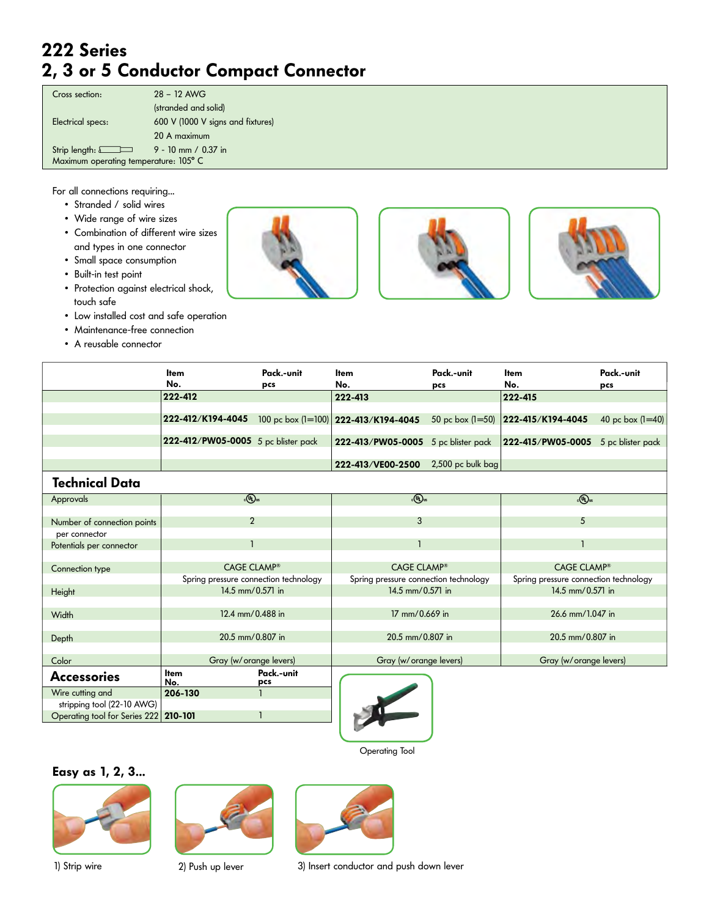# 222 Series
# 2, 3 or 5 Conductor Compact Connector

| | |
|---|---|
| Cross section: | 28 – 12 AWG (stranded and solid) |
| Electrical specs: | 600 V (1000 V signs and fixtures) 20 A maximum |
| Strip length: | 9 - 10 mm / 0.37 in |
| Maximum operating temperature: 105° C | |

For all connections requiring...

- Stranded / solid wires
- Wide range of wire sizes
- Combination of different wire sizes and types in one connector
- Small space consumption
- Built-in test point
- Protection against electrical shock, touch safe
- Low installed cost and safe operation
- Maintenance-free connection
- A reusable connector

| | Item No. | Pack.-unit pcs | Item No. | Pack.-unit pcs | Item No. | Pack.-unit pcs |
|---|---|---|---|---|---|---|
| | **222-412** | | **222-413** | | **222-415** | |
| | **222-412/K194-4045** | 100 pc box (1=100) | **222-413/K194-4045** | 50 pc box (1=50) | **222-415/K194-4045** | 40 pc box (1=40) |
| | **222-412/PW05-0005** | 5 pc blister pack | **222-413/PW05-0005** | 5 pc blister pack | **222-415/PW05-0005** | 5 pc blister pack |
| | | | **222-413/VE00-2500** | 2,500 pc bulk bag | | |

## Technical Data

| | | | |
|---|---|---|---|
| Approvals | cULus | cULus | cULus |
| Number of connection points per connector | 2 | 3 | 5 |
| Potentials per connector | 1 | 1 | 1 |
| Connection type | CAGE CLAMP® Spring pressure connection technology | CAGE CLAMP® Spring pressure connection technology | CAGE CLAMP® Spring pressure connection technology |
| Height | 14.5 mm/0.571 in | 14.5 mm/0.571 in | 14.5 mm/0.571 in |
| Width | 12.4 mm/0.488 in | 17 mm/0.669 in | 26.6 mm/1.047 in |
| Depth | 20.5 mm/0.807 in | 20.5 mm/0.807 in | 20.5 mm/0.807 in |
| Color | Gray (w/orange levers) | Gray (w/orange levers) | Gray (w/orange levers) |

## Accessories

| | Item No. | Pack.-unit pcs |
|---|---|---|
| Wire cutting and stripping tool (22-10 AWG) | **206-130** | 1 |
| Operating tool for Series 222 | **210-101** | 1 |

Operating Tool

## Easy as 1, 2, 3...

1) Strip wire

2) Push up lever

3) Insert conductor and push down lever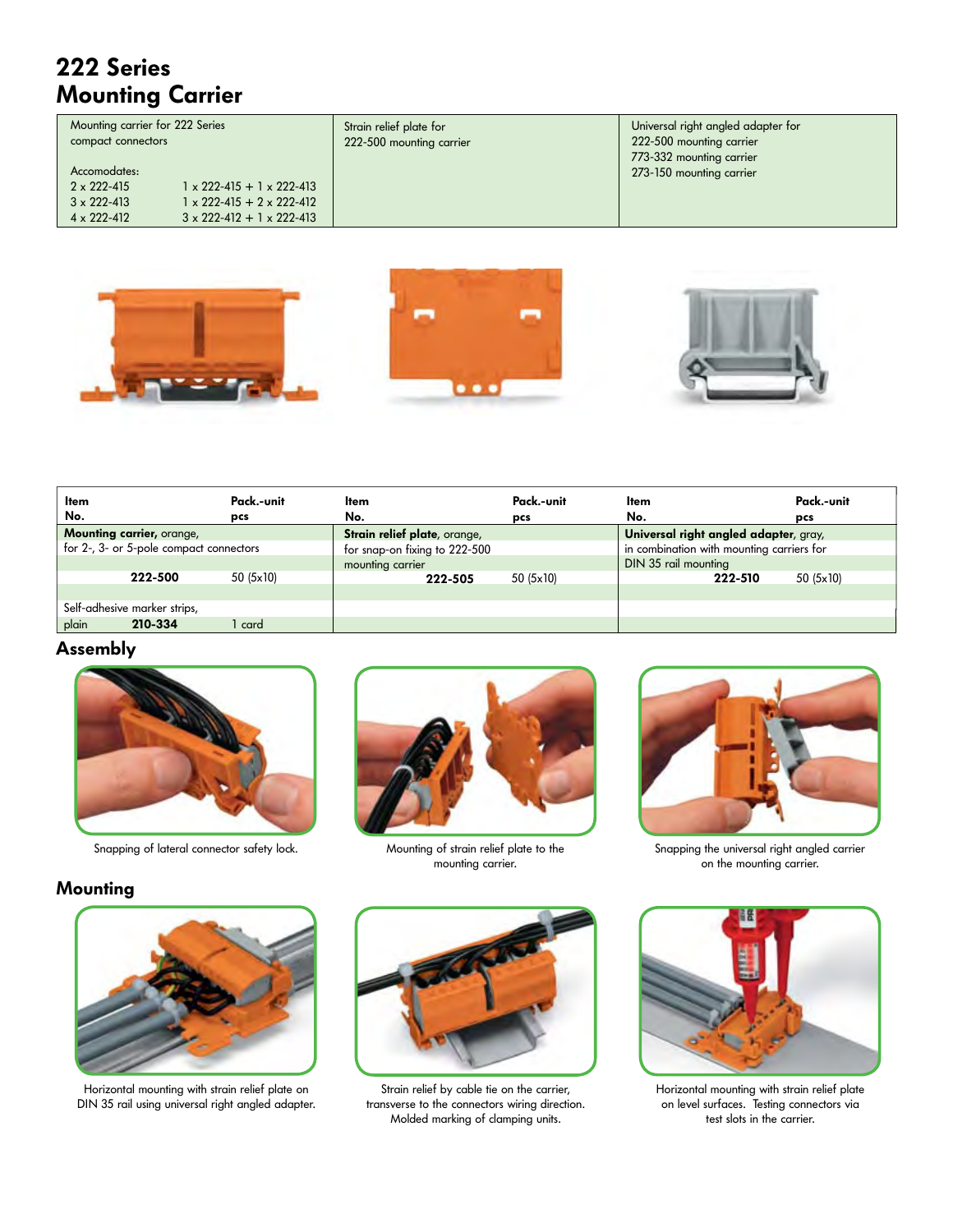# 222 Series Mounting Carrier

| Mounting carrier for 222 Series compact connectors<br><br>Accomodates:<br>2 x 222-415 — 1 x 222-415 + 1 x 222-413<br>3 x 222-413 — 1 x 222-415 + 2 x 222-412<br>4 x 222-412 — 3 x 222-412 + 1 x 222-413 | Strain relief plate for 222-500 mounting carrier | Universal right angled adapter for<br>222-500 mounting carrier<br>773-332 mounting carrier<br>273-150 mounting carrier |
|---|---|---|

| Item No. | Pack.-unit pcs | Item No. | Pack.-unit pcs | Item No. | Pack.-unit pcs |
|---|---|---|---|---|---|
| **Mounting carrier**, orange, | | **Strain relief plate**, orange, | | **Universal right angled adapter**, gray, | |
| for 2-, 3- or 5-pole compact connectors | | for snap-on fixing to 222-500 | | in combination with mounting carriers for | |
| | | mounting carrier | | DIN 35 rail mounting | |
| **222-500** | 50 (5x10) | **222-505** | 50 (5x10) | **222-510** | 50 (5x10) |
| Self-adhesive marker strips, | | | | | |
| plain **210-334** | 1 card | | | | |

## Assembly

Snapping of lateral connector safety lock.

Mounting of strain relief plate to the mounting carrier.

Snapping the universal right angled carrier on the mounting carrier.

## Mounting

Horizontal mounting with strain relief plate on DIN 35 rail using universal right angled adapter.

Strain relief by cable tie on the carrier, transverse to the connectors wiring direction. Molded marking of clamping units.

Horizontal mounting with strain relief plate on level surfaces. Testing connectors via test slots in the carrier.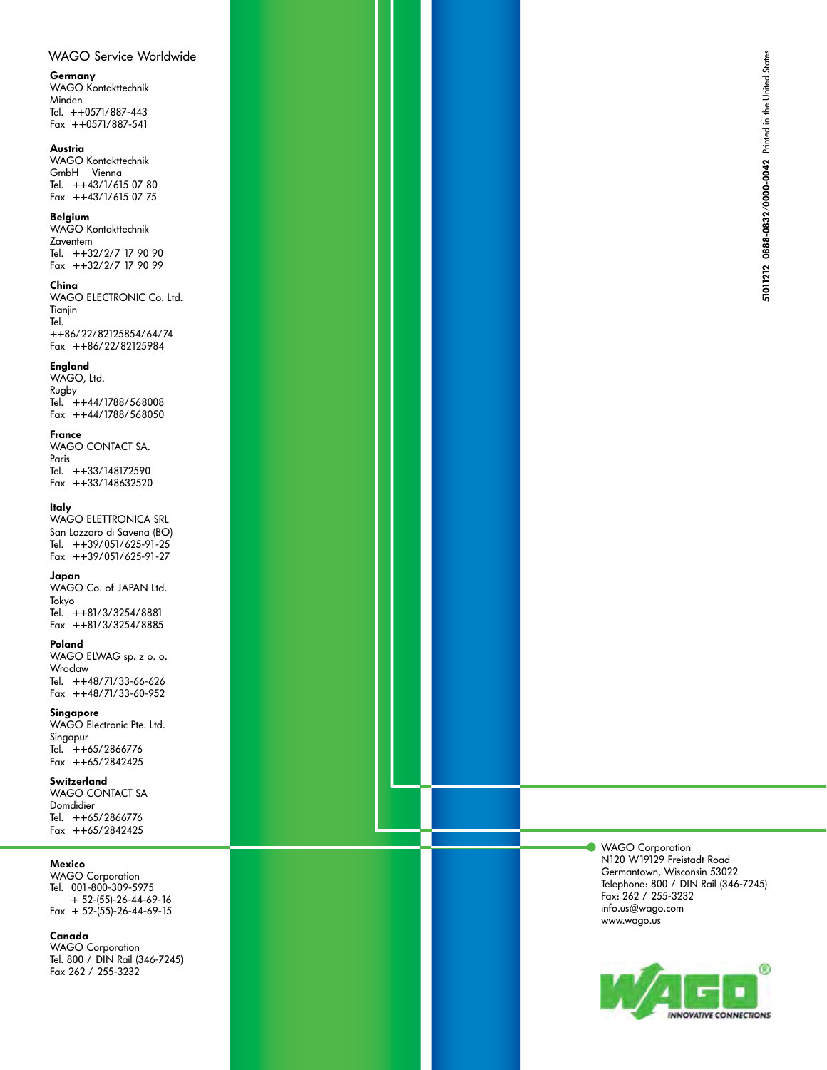## WAGO Service Worldwide

**Germany**
WAGO Kontakttechnik
Minden
Tel. ++0571/887-443
Fax ++0571/887-541

**Austria**
WAGO Kontakttechnik
GmbH Vienna
Tel. ++43/1/615 07 80
Fax ++43/1/615 07 75

**Belgium**
WAGO Kontakttechnik
Zaventem
Tel. ++32/2/7 17 90 90
Fax ++32/2/7 17 90 99

**China**
WAGO ELECTRONIC Co. Ltd.
Tianjin
Tel.
++86/22/82125854/64/74
Fax ++86/22/82125984

**England**
WAGO, Ltd.
Rugby
Tel. ++44/1788/568008
Fax ++44/1788/568050

**France**
WAGO CONTACT SA.
Paris
Tel. ++33/148172590
Fax ++33/148632520

**Italy**
WAGO ELETTRONICA SRL
San Lazzaro di Savena (BO)
Tel. ++39/051/625-91-25
Fax ++39/051/625-91-27

**Japan**
WAGO Co. of JAPAN Ltd.
Tokyo
Tel. ++81/3/3254/8881
Fax ++81/3/3254/8885

**Poland**
WAGO ELWAG sp. z o. o.
Wroclaw
Tel. ++48/71/33-66-626
Fax ++48/71/33-60-952

**Singapore**
WAGO Electronic Pte. Ltd.
Singapur
Tel. ++65/2866776
Fax ++65/2842425

**Switzerland**
WAGO CONTACT SA
Domdidier
Tel. ++65/2866776
Fax ++65/2842425

**Mexico**
WAGO Corporation
Tel. 001-800-309-5975
+ 52-(55)-26-44-69-16
Fax + 52-(55)-26-44-69-15

**Canada**
WAGO Corporation
Tel. 800 / DIN Rail (346-7245)
Fax 262 / 255-3232

WAGO Corporation
N120 W19129 Freistadt Road
Germantown, Wisconsin 53022
Telephone: 800 / DIN Rail (346-7245)
Fax: 262 / 255-3232
info.us@wago.com
www.wago.us

WAGO® INNOVATIVE CONNECTIONS

**51011212 0888-0832/0000-0042** Printed in the United States